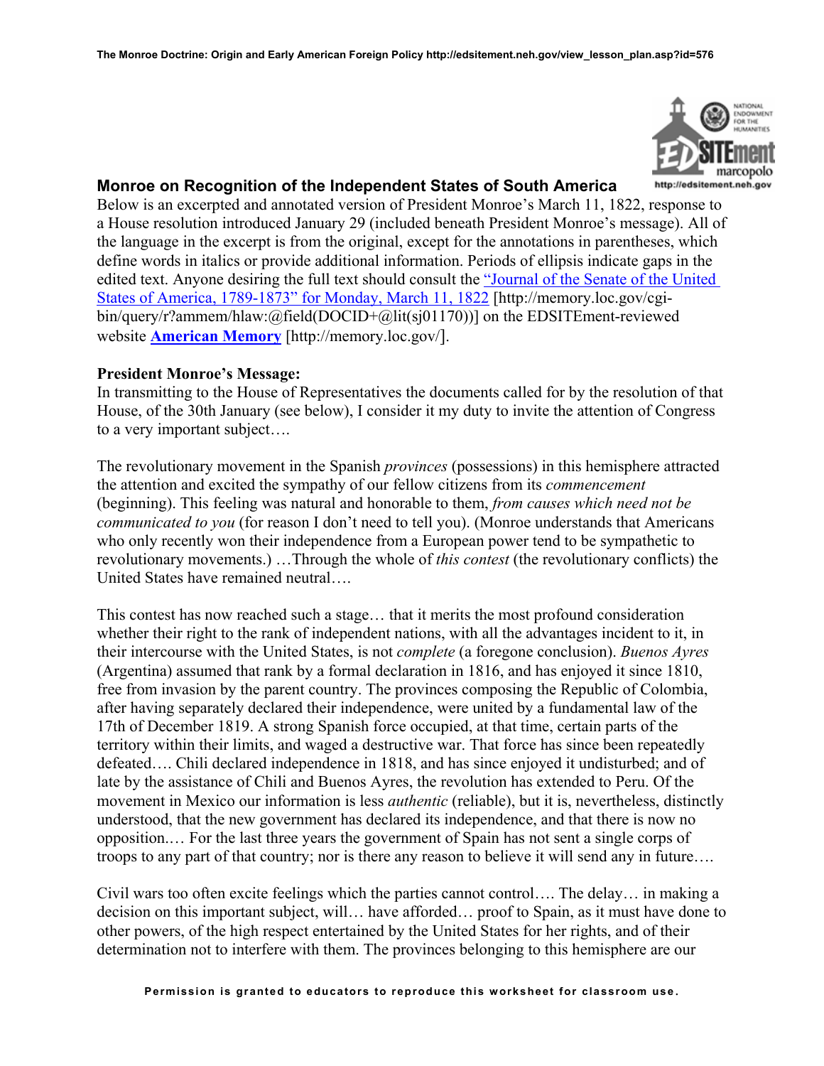## Monroe on Recognition of the Independent States of South America

Below is an excerpted and annotated version of President Monroe's March 11, 1822, response to a House resolution introduced January 29 (included beneath President Monroe's message). All of the language in the excerpt is from the original, except for the annotations in parentheses, which define words in italics or provide additional information. Periods of ellipsis indicate gaps in the edited text. Anyone desiring the full text should consult the "Journal of the Senate of the United States of America, 1789-1873" for Monday, March 11, 1822 [http://memory.loc.gov/cgi-bin/query/r?ammem/hlaw:@field(DOCID+@lit(sj01170))] on the EDSITEment-reviewed website **American Memory** [http://memory.loc.gov/].

**President Monroe's Message:**

In transmitting to the House of Representatives the documents called for by the resolution of that House, of the 30th January (see below), I consider it my duty to invite the attention of Congress to a very important subject….

The revolutionary movement in the Spanish *provinces* (possessions) in this hemisphere attracted the attention and excited the sympathy of our fellow citizens from its *commencement* (beginning). This feeling was natural and honorable to them, *from causes which need not be communicated to you* (for reason I don't need to tell you). (Monroe understands that Americans who only recently won their independence from a European power tend to be sympathetic to revolutionary movements.) …Through the whole of *this contest* (the revolutionary conflicts) the United States have remained neutral….

This contest has now reached such a stage… that it merits the most profound consideration whether their right to the rank of independent nations, with all the advantages incident to it, in their intercourse with the United States, is not *complete* (a foregone conclusion). *Buenos Ayres* (Argentina) assumed that rank by a formal declaration in 1816, and has enjoyed it since 1810, free from invasion by the parent country. The provinces composing the Republic of Colombia, after having separately declared their independence, were united by a fundamental law of the 17th of December 1819. A strong Spanish force occupied, at that time, certain parts of the territory within their limits, and waged a destructive war. That force has since been repeatedly defeated…. Chili declared independence in 1818, and has since enjoyed it undisturbed; and of late by the assistance of Chili and Buenos Ayres, the revolution has extended to Peru. Of the movement in Mexico our information is less *authentic* (reliable), but it is, nevertheless, distinctly understood, that the new government has declared its independence, and that there is now no opposition.… For the last three years the government of Spain has not sent a single corps of troops to any part of that country; nor is there any reason to believe it will send any in future….

Civil wars too often excite feelings which the parties cannot control…. The delay… in making a decision on this important subject, will… have afforded… proof to Spain, as it must have done to other powers, of the high respect entertained by the United States for her rights, and of their determination not to interfere with them. The provinces belonging to this hemisphere are our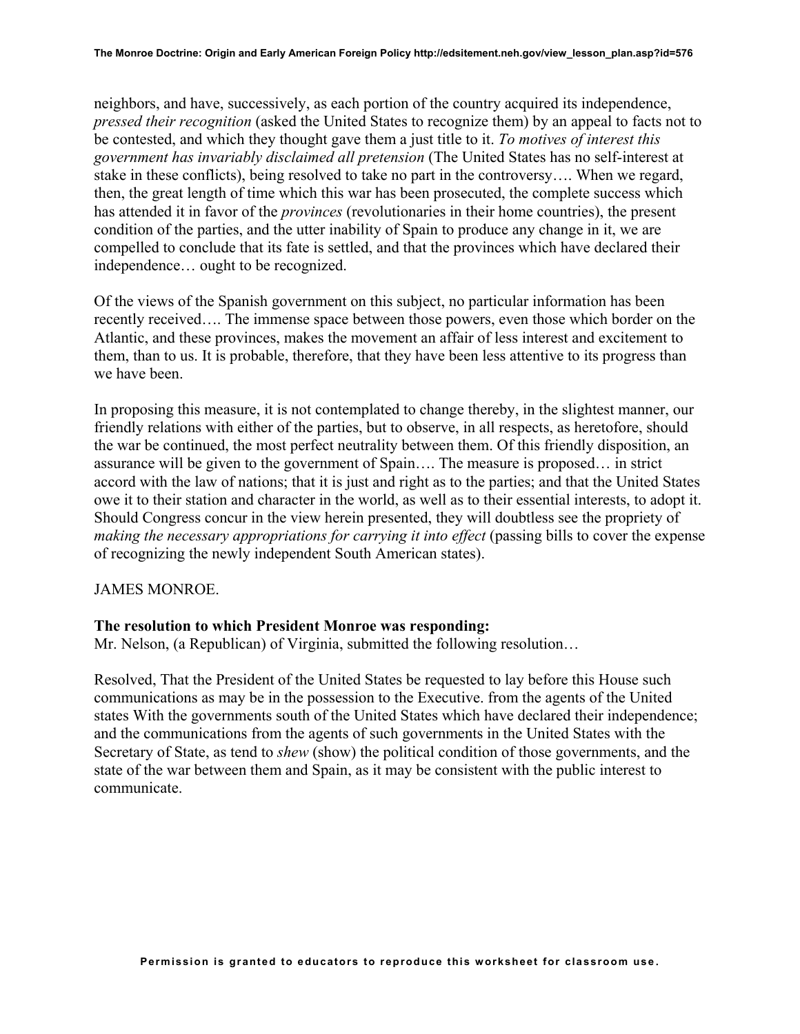neighbors, and have, successively, as each portion of the country acquired its independence, *pressed their recognition* (asked the United States to recognize them) by an appeal to facts not to be contested, and which they thought gave them a just title to it. *To motives of interest this government has invariably disclaimed all pretension* (The United States has no self-interest at stake in these conflicts), being resolved to take no part in the controversy…. When we regard, then, the great length of time which this war has been prosecuted, the complete success which has attended it in favor of the *provinces* (revolutionaries in their home countries), the present condition of the parties, and the utter inability of Spain to produce any change in it, we are compelled to conclude that its fate is settled, and that the provinces which have declared their independence… ought to be recognized.

Of the views of the Spanish government on this subject, no particular information has been recently received…. The immense space between those powers, even those which border on the Atlantic, and these provinces, makes the movement an affair of less interest and excitement to them, than to us. It is probable, therefore, that they have been less attentive to its progress than we have been.

In proposing this measure, it is not contemplated to change thereby, in the slightest manner, our friendly relations with either of the parties, but to observe, in all respects, as heretofore, should the war be continued, the most perfect neutrality between them. Of this friendly disposition, an assurance will be given to the government of Spain…. The measure is proposed… in strict accord with the law of nations; that it is just and right as to the parties; and that the United States owe it to their station and character in the world, as well as to their essential interests, to adopt it. Should Congress concur in the view herein presented, they will doubtless see the propriety of *making the necessary appropriations for carrying it into effect* (passing bills to cover the expense of recognizing the newly independent South American states).

JAMES MONROE.

**The resolution to which President Monroe was responding:**
Mr. Nelson, (a Republican) of Virginia, submitted the following resolution…

Resolved, That the President of the United States be requested to lay before this House such communications as may be in the possession to the Executive. from the agents of the United states With the governments south of the United States which have declared their independence; and the communications from the agents of such governments in the United States with the Secretary of State, as tend to *shew* (show) the political condition of those governments, and the state of the war between them and Spain, as it may be consistent with the public interest to communicate.